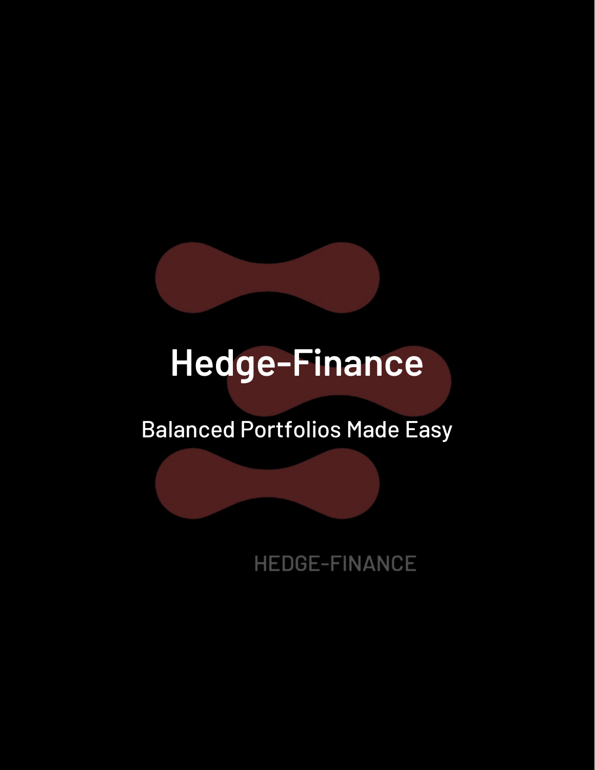# Hedge-Finance

Balanced Portfolios Made Easy

HEDGE-FINANCE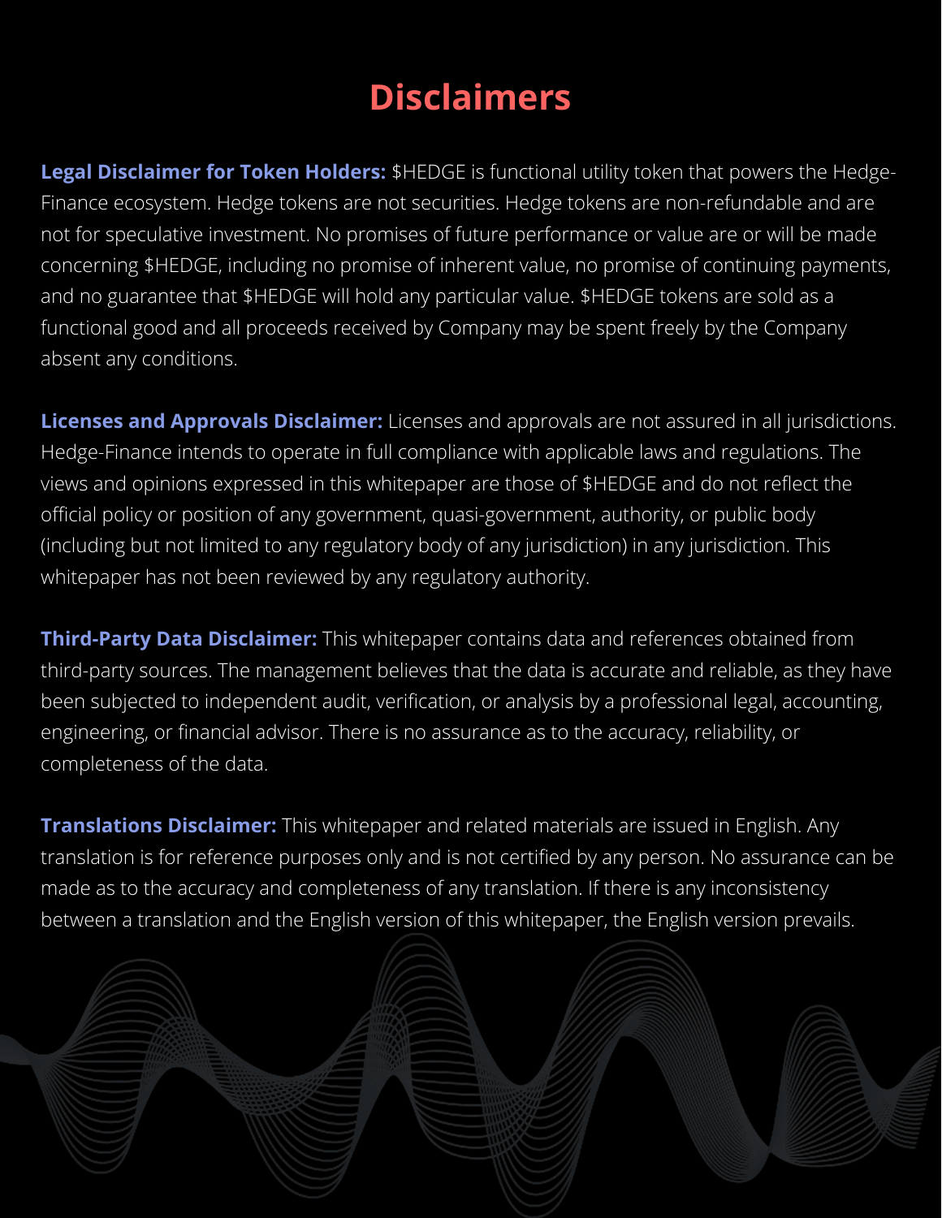# Disclaimers

**Legal Disclaimer for Token Holders:** $HEDGE is functional utility token that powers the Hedge-Finance ecosystem. Hedge tokens are not securities. Hedge tokens are non-refundable and are not for speculative investment. No promises of future performance or value are or will be made concerning $HEDGE, including no promise of inherent value, no promise of continuing payments, and no guarantee that $HEDGE will hold any particular value. $HEDGE tokens are sold as a functional good and all proceeds received by Company may be spent freely by the Company absent any conditions.

**Licenses and Approvals Disclaimer:** Licenses and approvals are not assured in all jurisdictions. Hedge-Finance intends to operate in full compliance with applicable laws and regulations. The views and opinions expressed in this whitepaper are those of $HEDGE and do not reflect the official policy or position of any government, quasi-government, authority, or public body (including but not limited to any regulatory body of any jurisdiction) in any jurisdiction. This whitepaper has not been reviewed by any regulatory authority.

**Third-Party Data Disclaimer:** This whitepaper contains data and references obtained from third-party sources. The management believes that the data is accurate and reliable, as they have been subjected to independent audit, verification, or analysis by a professional legal, accounting, engineering, or financial advisor. There is no assurance as to the accuracy, reliability, or completeness of the data.

**Translations Disclaimer:** This whitepaper and related materials are issued in English. Any translation is for reference purposes only and is not certified by any person. No assurance can be made as to the accuracy and completeness of any translation. If there is any inconsistency between a translation and the English version of this whitepaper, the English version prevails.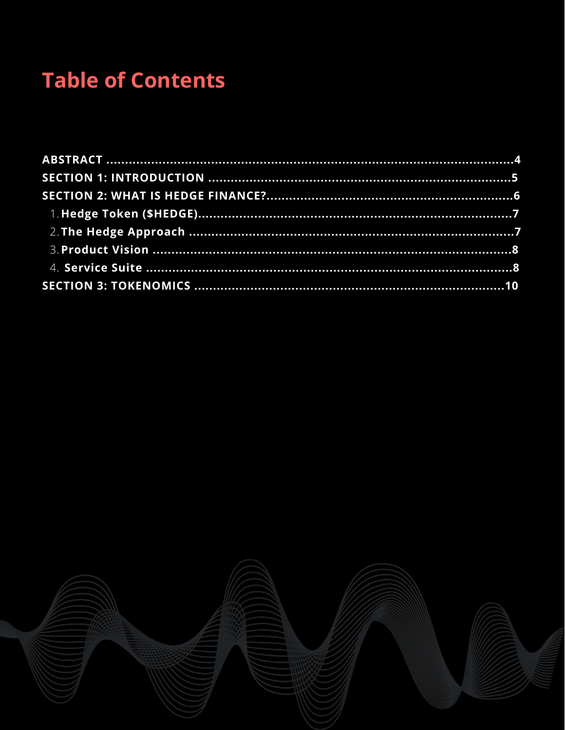# Table of Contents

**ABSTRACT** .......................................................................................................4
**SECTION 1: INTRODUCTION** .................................................................................5
**SECTION 2: WHAT IS HEDGE FINANCE?**.................................................................6

1. **Hedge Token ($HEDGE)**.................................................................................7
2. **The Hedge Approach** .....................................................................................7
3. **Product Vision** ...............................................................................................8
4. **Service Suite** .................................................................................................8

**SECTION 3: TOKENOMICS** ..................................................................................10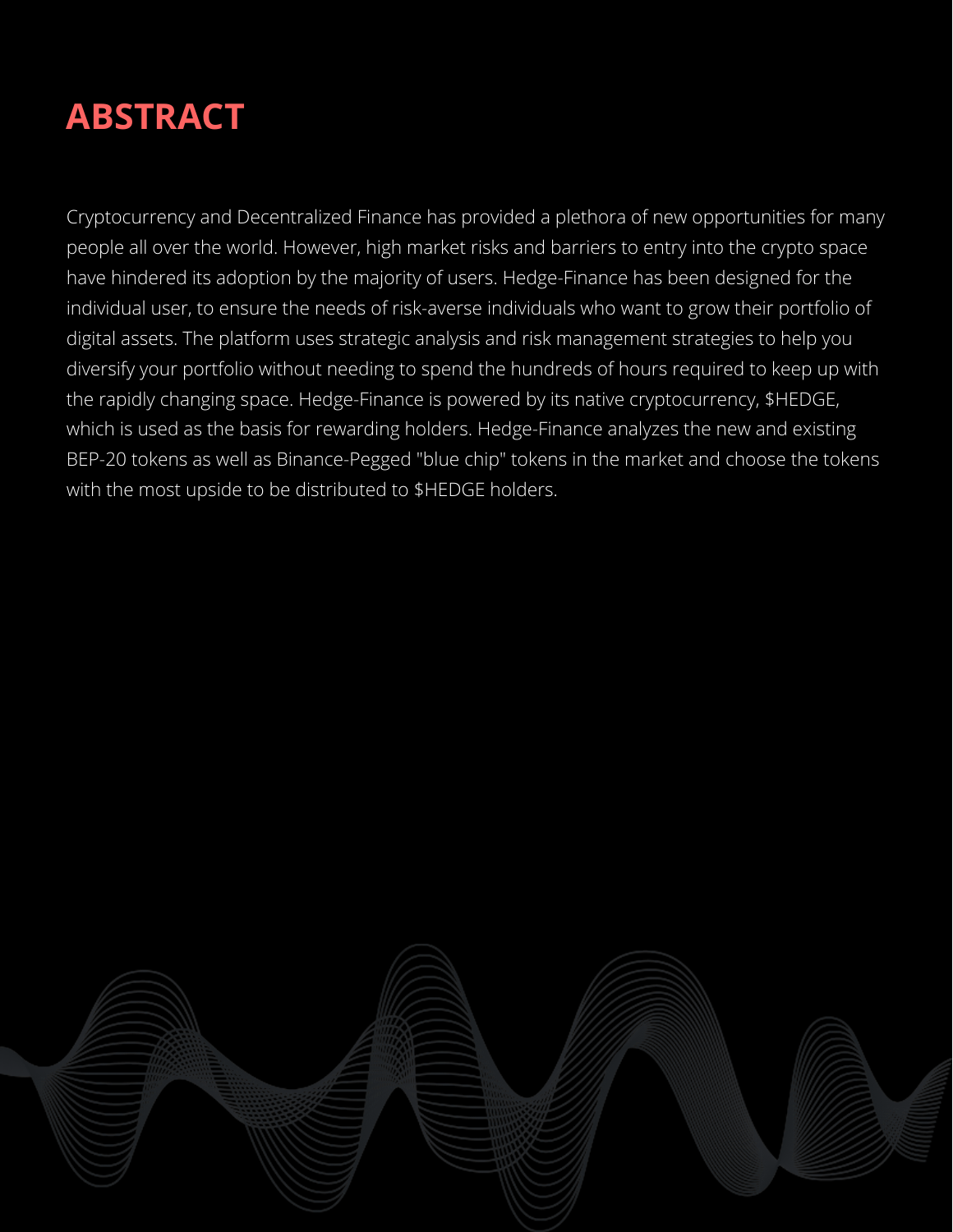# ABSTRACT

Cryptocurrency and Decentralized Finance has provided a plethora of new opportunities for many people all over the world. However, high market risks and barriers to entry into the crypto space have hindered its adoption by the majority of users. Hedge-Finance has been designed for the individual user, to ensure the needs of risk-averse individuals who want to grow their portfolio of digital assets. The platform uses strategic analysis and risk management strategies to help you diversify your portfolio without needing to spend the hundreds of hours required to keep up with the rapidly changing space. Hedge-Finance is powered by its native cryptocurrency, $HEDGE, which is used as the basis for rewarding holders. Hedge-Finance analyzes the new and existing BEP-20 tokens as well as Binance-Pegged "blue chip" tokens in the market and choose the tokens with the most upside to be distributed to $HEDGE holders.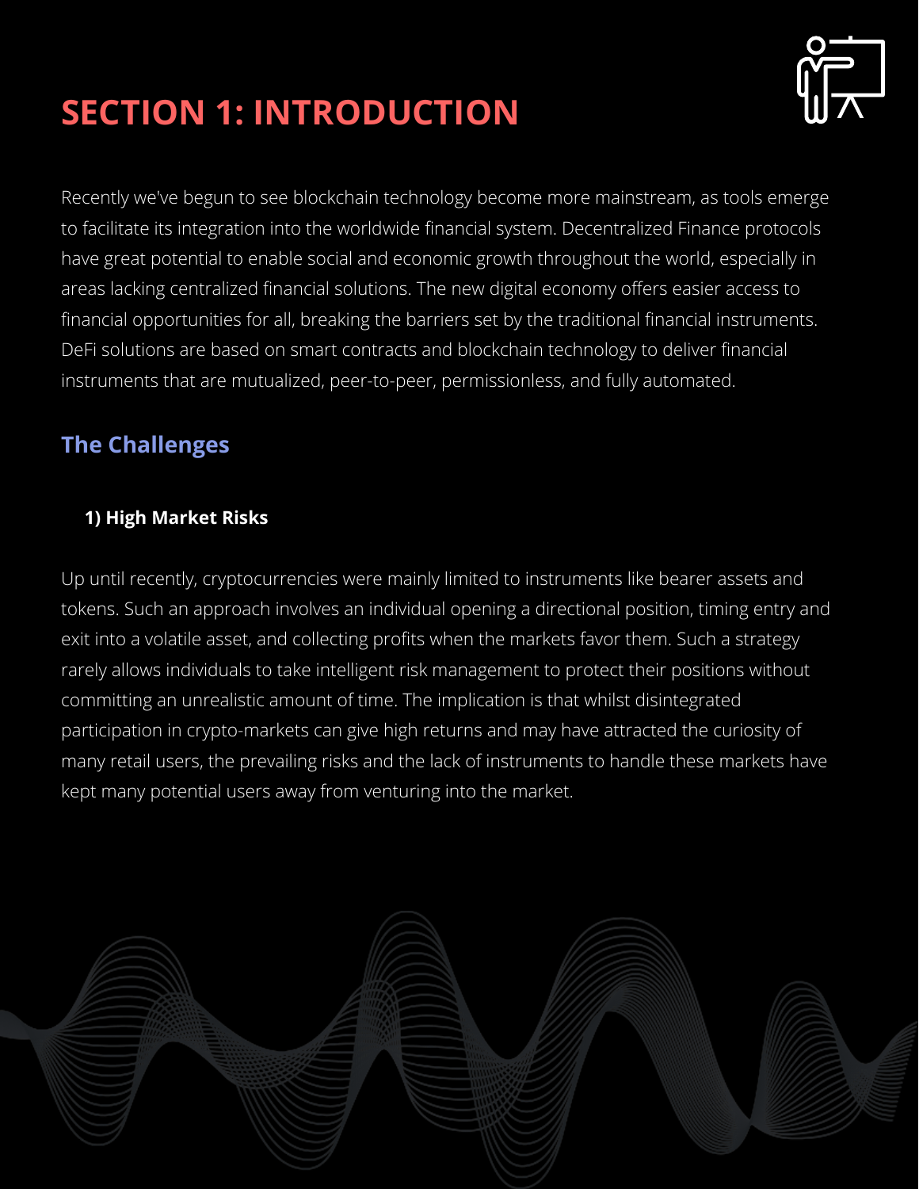# SECTION 1: INTRODUCTION

Recently we've begun to see blockchain technology become more mainstream, as tools emerge to facilitate its integration into the worldwide financial system. Decentralized Finance protocols have great potential to enable social and economic growth throughout the world, especially in areas lacking centralized financial solutions. The new digital economy offers easier access to financial opportunities for all, breaking the barriers set by the traditional financial instruments. DeFi solutions are based on smart contracts and blockchain technology to deliver financial instruments that are mutualized, peer-to-peer, permissionless, and fully automated.

## The Challenges

### 1) High Market Risks

Up until recently, cryptocurrencies were mainly limited to instruments like bearer assets and tokens. Such an approach involves an individual opening a directional position, timing entry and exit into a volatile asset, and collecting profits when the markets favor them. Such a strategy rarely allows individuals to take intelligent risk management to protect their positions without committing an unrealistic amount of time. The implication is that whilst disintegrated participation in crypto-markets can give high returns and may have attracted the curiosity of many retail users, the prevailing risks and the lack of instruments to handle these markets have kept many potential users away from venturing into the market.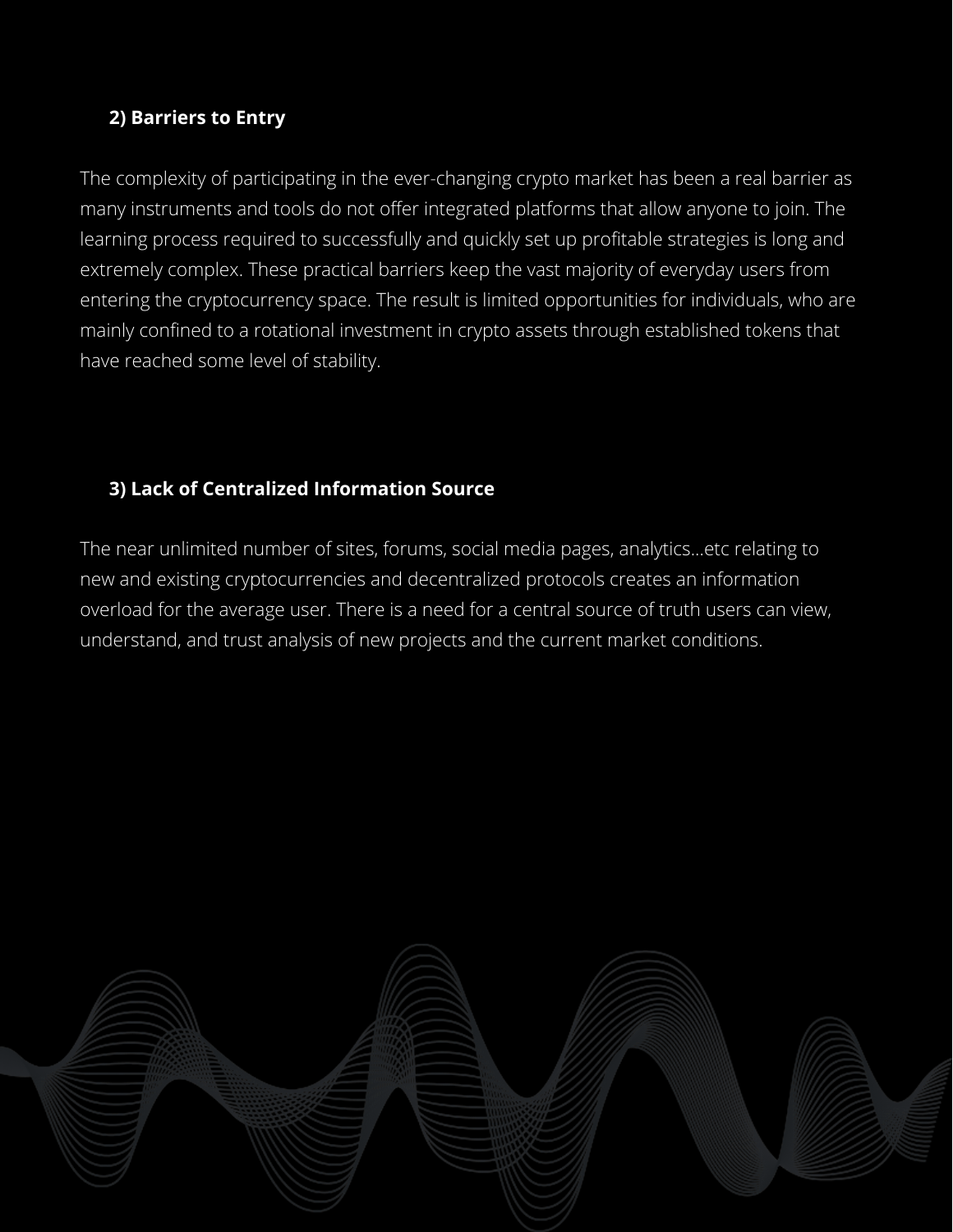### 2) Barriers to Entry

The complexity of participating in the ever-changing crypto market has been a real barrier as many instruments and tools do not offer integrated platforms that allow anyone to join. The learning process required to successfully and quickly set up profitable strategies is long and extremely complex. These practical barriers keep the vast majority of everyday users from entering the cryptocurrency space. The result is limited opportunities for individuals, who are mainly confined to a rotational investment in crypto assets through established tokens that have reached some level of stability.

### 3) Lack of Centralized Information Source

The near unlimited number of sites, forums, social media pages, analytics...etc relating to new and existing cryptocurrencies and decentralized protocols creates an information overload for the average user. There is a need for a central source of truth users can view, understand, and trust analysis of new projects and the current market conditions.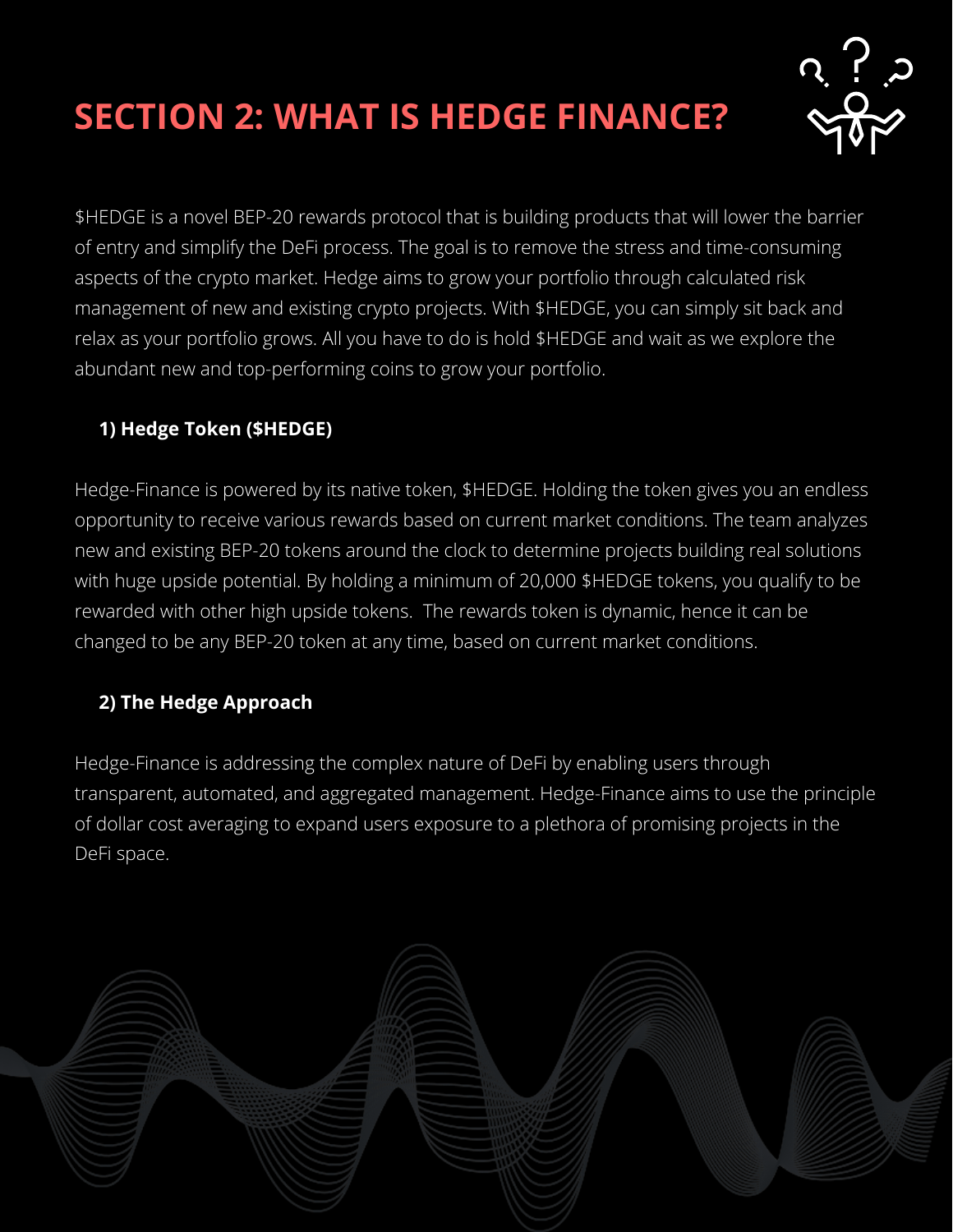# SECTION 2: WHAT IS HEDGE FINANCE?

$HEDGE is a novel BEP-20 rewards protocol that is building products that will lower the barrier of entry and simplify the DeFi process. The goal is to remove the stress and time-consuming aspects of the crypto market. Hedge aims to grow your portfolio through calculated risk management of new and existing crypto projects. With $HEDGE, you can simply sit back and relax as your portfolio grows. All you have to do is hold $HEDGE and wait as we explore the abundant new and top-performing coins to grow your portfolio.

### 1) Hedge Token ($HEDGE)

Hedge-Finance is powered by its native token, $HEDGE. Holding the token gives you an endless opportunity to receive various rewards based on current market conditions. The team analyzes new and existing BEP-20 tokens around the clock to determine projects building real solutions with huge upside potential. By holding a minimum of 20,000 $HEDGE tokens, you qualify to be rewarded with other high upside tokens. The rewards token is dynamic, hence it can be changed to be any BEP-20 token at any time, based on current market conditions.

### 2) The Hedge Approach

Hedge-Finance is addressing the complex nature of DeFi by enabling users through transparent, automated, and aggregated management. Hedge-Finance aims to use the principle of dollar cost averaging to expand users exposure to a plethora of promising projects in the DeFi space.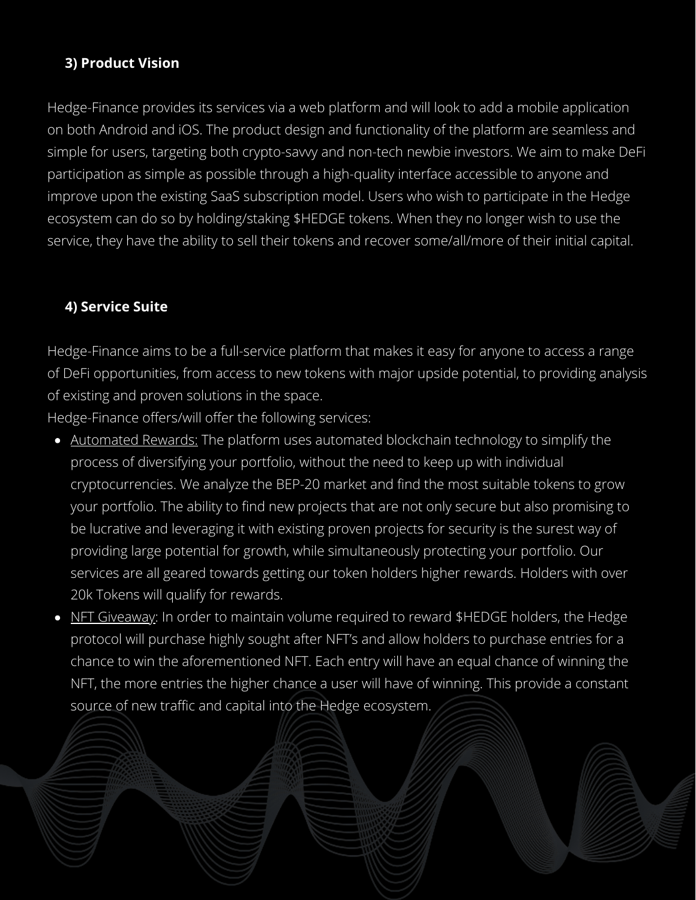## 3) Product Vision

Hedge-Finance provides its services via a web platform and will look to add a mobile application on both Android and iOS. The product design and functionality of the platform are seamless and simple for users, targeting both crypto-savvy and non-tech newbie investors. We aim to make DeFi participation as simple as possible through a high-quality interface accessible to anyone and improve upon the existing SaaS subscription model. Users who wish to participate in the Hedge ecosystem can do so by holding/staking $HEDGE tokens. When they no longer wish to use the service, they have the ability to sell their tokens and recover some/all/more of their initial capital.

## 4) Service Suite

Hedge-Finance aims to be a full-service platform that makes it easy for anyone to access a range of DeFi opportunities, from access to new tokens with major upside potential, to providing analysis of existing and proven solutions in the space.
Hedge-Finance offers/will offer the following services:

- <u>Automated Rewards:</u> The platform uses automated blockchain technology to simplify the process of diversifying your portfolio, without the need to keep up with individual cryptocurrencies. We analyze the BEP-20 market and find the most suitable tokens to grow your portfolio. The ability to find new projects that are not only secure but also promising to be lucrative and leveraging it with existing proven projects for security is the surest way of providing large potential for growth, while simultaneously protecting your portfolio. Our services are all geared towards getting our token holders higher rewards. Holders with over 20k Tokens will qualify for rewards.
- <u>NFT Giveaway</u>: In order to maintain volume required to reward $HEDGE holders, the Hedge protocol will purchase highly sought after NFT's and allow holders to purchase entries for a chance to win the aforementioned NFT. Each entry will have an equal chance of winning the NFT, the more entries the higher chance a user will have of winning. This provide a constant source of new traffic and capital into the Hedge ecosystem.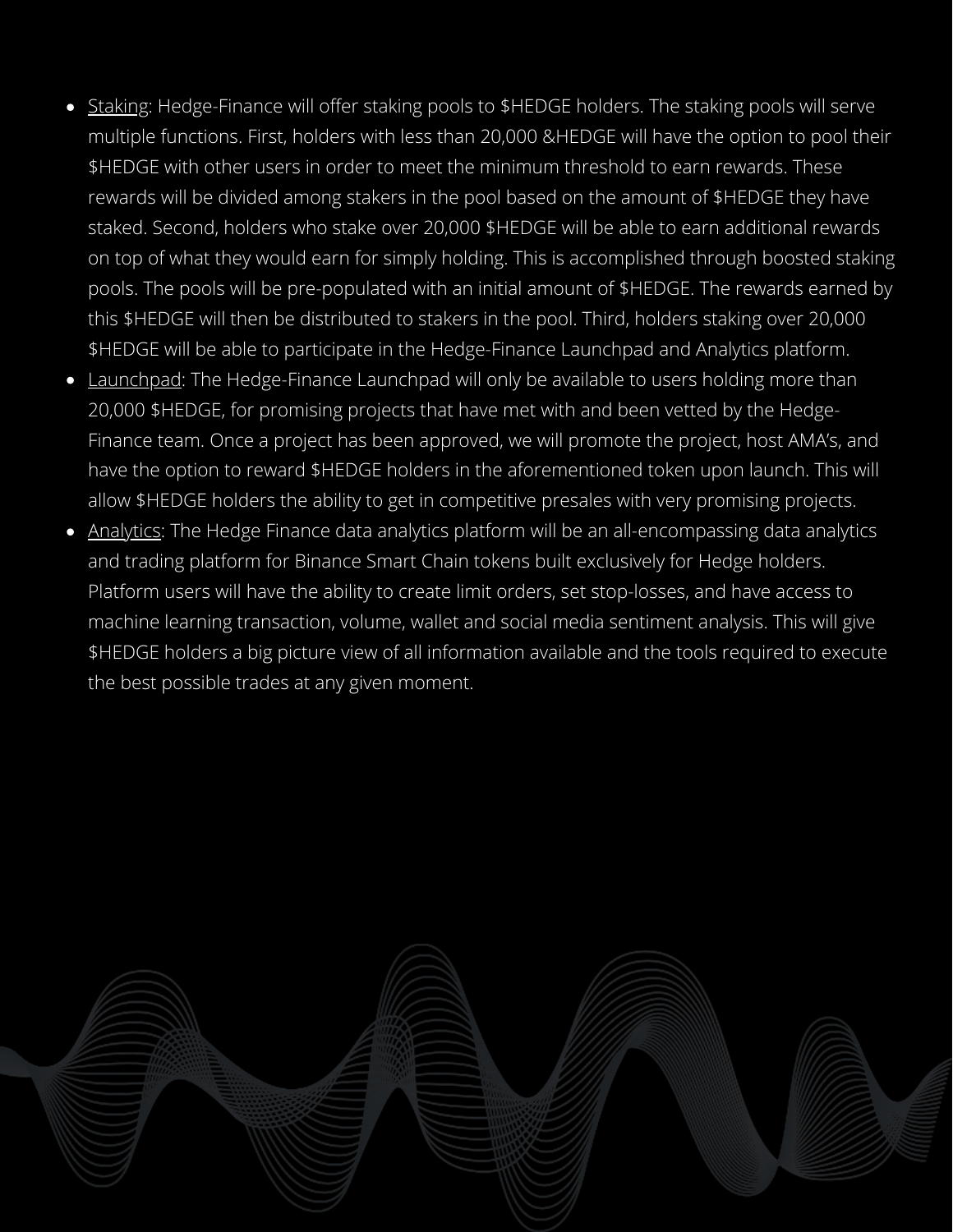- Staking: Hedge-Finance will offer staking pools to $HEDGE holders. The staking pools will serve multiple functions. First, holders with less than 20,000 &HEDGE will have the option to pool their $HEDGE with other users in order to meet the minimum threshold to earn rewards. These rewards will be divided among stakers in the pool based on the amount of $HEDGE they have staked. Second, holders who stake over 20,000 $HEDGE will be able to earn additional rewards on top of what they would earn for simply holding. This is accomplished through boosted staking pools. The pools will be pre-populated with an initial amount of $HEDGE. The rewards earned by this $HEDGE will then be distributed to stakers in the pool. Third, holders staking over 20,000 $HEDGE will be able to participate in the Hedge-Finance Launchpad and Analytics platform.
- Launchpad: The Hedge-Finance Launchpad will only be available to users holding more than 20,000 $HEDGE, for promising projects that have met with and been vetted by the Hedge-Finance team. Once a project has been approved, we will promote the project, host AMA's, and have the option to reward $HEDGE holders in the aforementioned token upon launch. This will allow $HEDGE holders the ability to get in competitive presales with very promising projects.
- Analytics: The Hedge Finance data analytics platform will be an all-encompassing data analytics and trading platform for Binance Smart Chain tokens built exclusively for Hedge holders. Platform users will have the ability to create limit orders, set stop-losses, and have access to machine learning transaction, volume, wallet and social media sentiment analysis. This will give $HEDGE holders a big picture view of all information available and the tools required to execute the best possible trades at any given moment.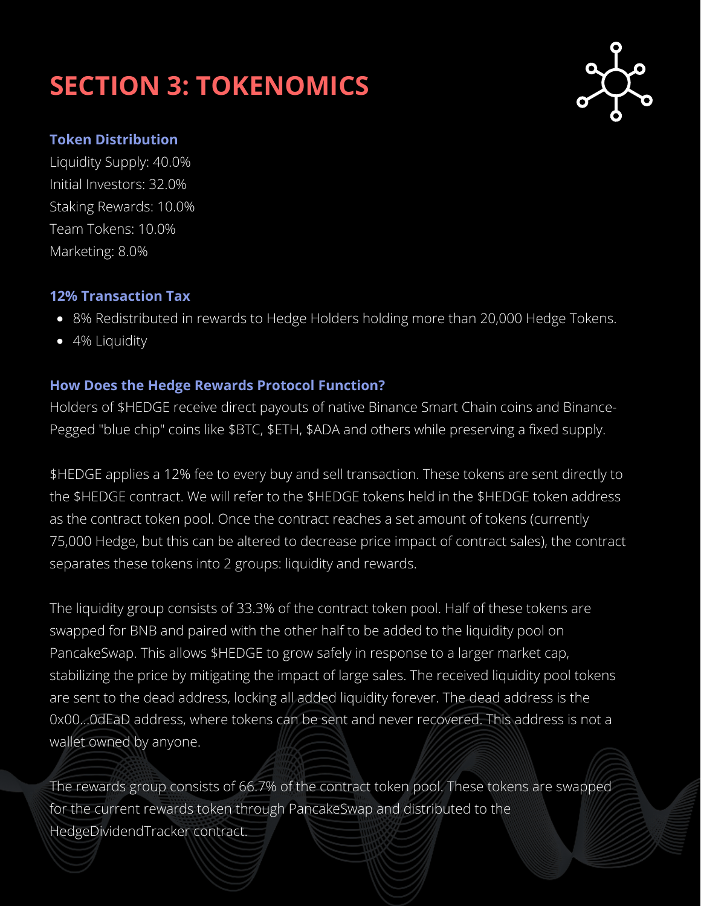# SECTION 3: TOKENOMICS

### Token Distribution

Liquidity Supply: 40.0%
Initial Investors: 32.0%
Staking Rewards: 10.0%
Team Tokens: 10.0%
Marketing: 8.0%

### 12% Transaction Tax

- 8% Redistributed in rewards to Hedge Holders holding more than 20,000 Hedge Tokens.
- 4% Liquidity

### How Does the Hedge Rewards Protocol Function?

Holders of $HEDGE receive direct payouts of native Binance Smart Chain coins and Binance-Pegged "blue chip" coins like $BTC, $ETH, $ADA and others while preserving a fixed supply.

$HEDGE applies a 12% fee to every buy and sell transaction. These tokens are sent directly to the $HEDGE contract. We will refer to the $HEDGE tokens held in the $HEDGE token address as the contract token pool. Once the contract reaches a set amount of tokens (currently 75,000 Hedge, but this can be altered to decrease price impact of contract sales), the contract separates these tokens into 2 groups: liquidity and rewards.

The liquidity group consists of 33.3% of the contract token pool. Half of these tokens are swapped for BNB and paired with the other half to be added to the liquidity pool on PancakeSwap. This allows $HEDGE to grow safely in response to a larger market cap, stabilizing the price by mitigating the impact of large sales. The received liquidity pool tokens are sent to the dead address, locking all added liquidity forever. The dead address is the 0x00...0dEaD address, where tokens can be sent and never recovered. This address is not a wallet owned by anyone.

The rewards group consists of 66.7% of the contract token pool. These tokens are swapped for the current rewards token through PancakeSwap and distributed to the HedgeDividendTracker contract.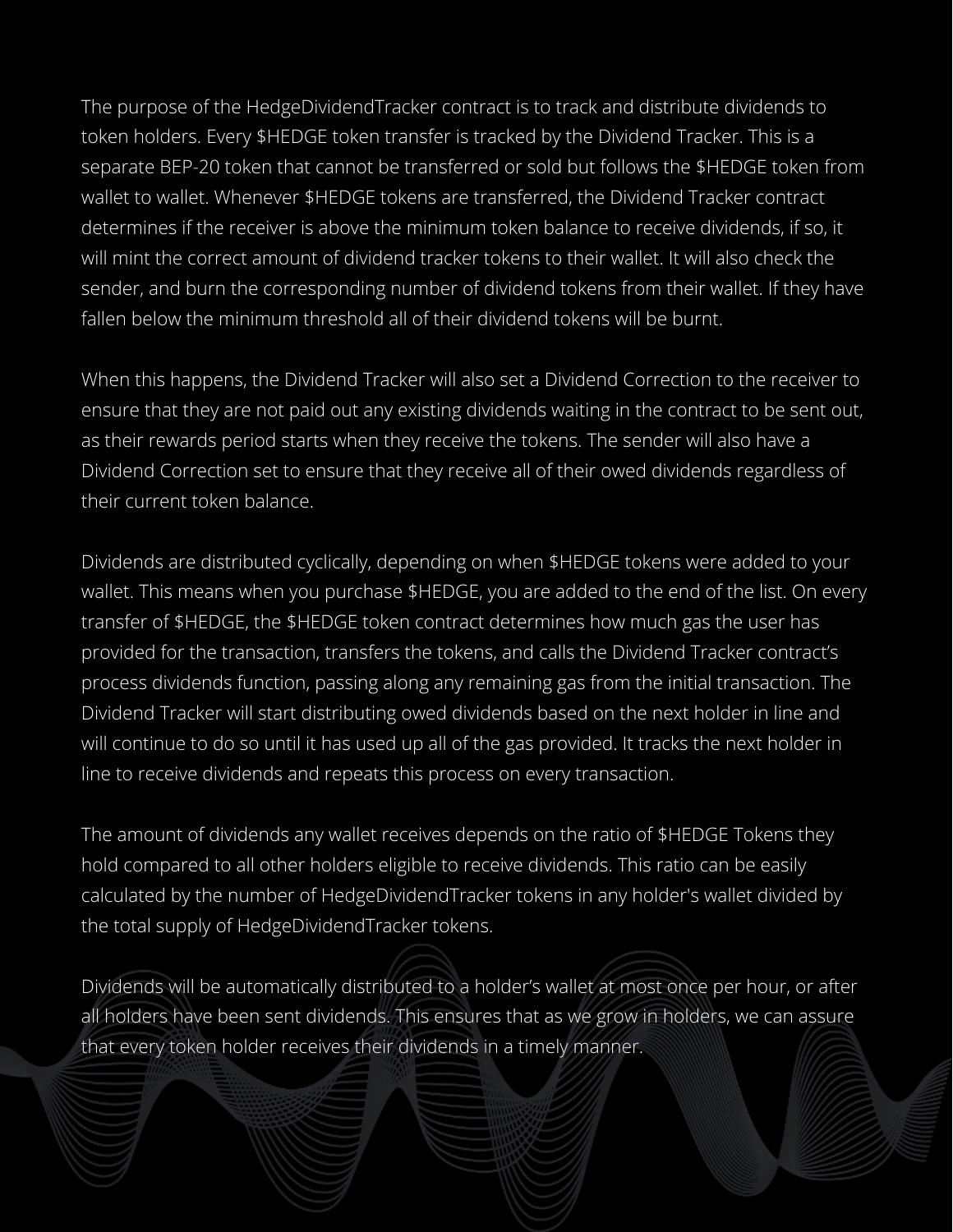The purpose of the HedgeDividendTracker contract is to track and distribute dividends to token holders. Every $HEDGE token transfer is tracked by the Dividend Tracker. This is a separate BEP-20 token that cannot be transferred or sold but follows the $HEDGE token from wallet to wallet. Whenever $HEDGE tokens are transferred, the Dividend Tracker contract determines if the receiver is above the minimum token balance to receive dividends, if so, it will mint the correct amount of dividend tracker tokens to their wallet. It will also check the sender, and burn the corresponding number of dividend tokens from their wallet. If they have fallen below the minimum threshold all of their dividend tokens will be burnt.

When this happens, the Dividend Tracker will also set a Dividend Correction to the receiver to ensure that they are not paid out any existing dividends waiting in the contract to be sent out, as their rewards period starts when they receive the tokens. The sender will also have a Dividend Correction set to ensure that they receive all of their owed dividends regardless of their current token balance.

Dividends are distributed cyclically, depending on when $HEDGE tokens were added to your wallet. This means when you purchase $HEDGE, you are added to the end of the list. On every transfer of $HEDGE, the $HEDGE token contract determines how much gas the user has provided for the transaction, transfers the tokens, and calls the Dividend Tracker contract's process dividends function, passing along any remaining gas from the initial transaction. The Dividend Tracker will start distributing owed dividends based on the next holder in line and will continue to do so until it has used up all of the gas provided. It tracks the next holder in line to receive dividends and repeats this process on every transaction.

The amount of dividends any wallet receives depends on the ratio of $HEDGE Tokens they hold compared to all other holders eligible to receive dividends. This ratio can be easily calculated by the number of HedgeDividendTracker tokens in any holder's wallet divided by the total supply of HedgeDividendTracker tokens.

Dividends will be automatically distributed to a holder's wallet at most once per hour, or after all holders have been sent dividends. This ensures that as we grow in holders, we can assure that every token holder receives their dividends in a timely manner.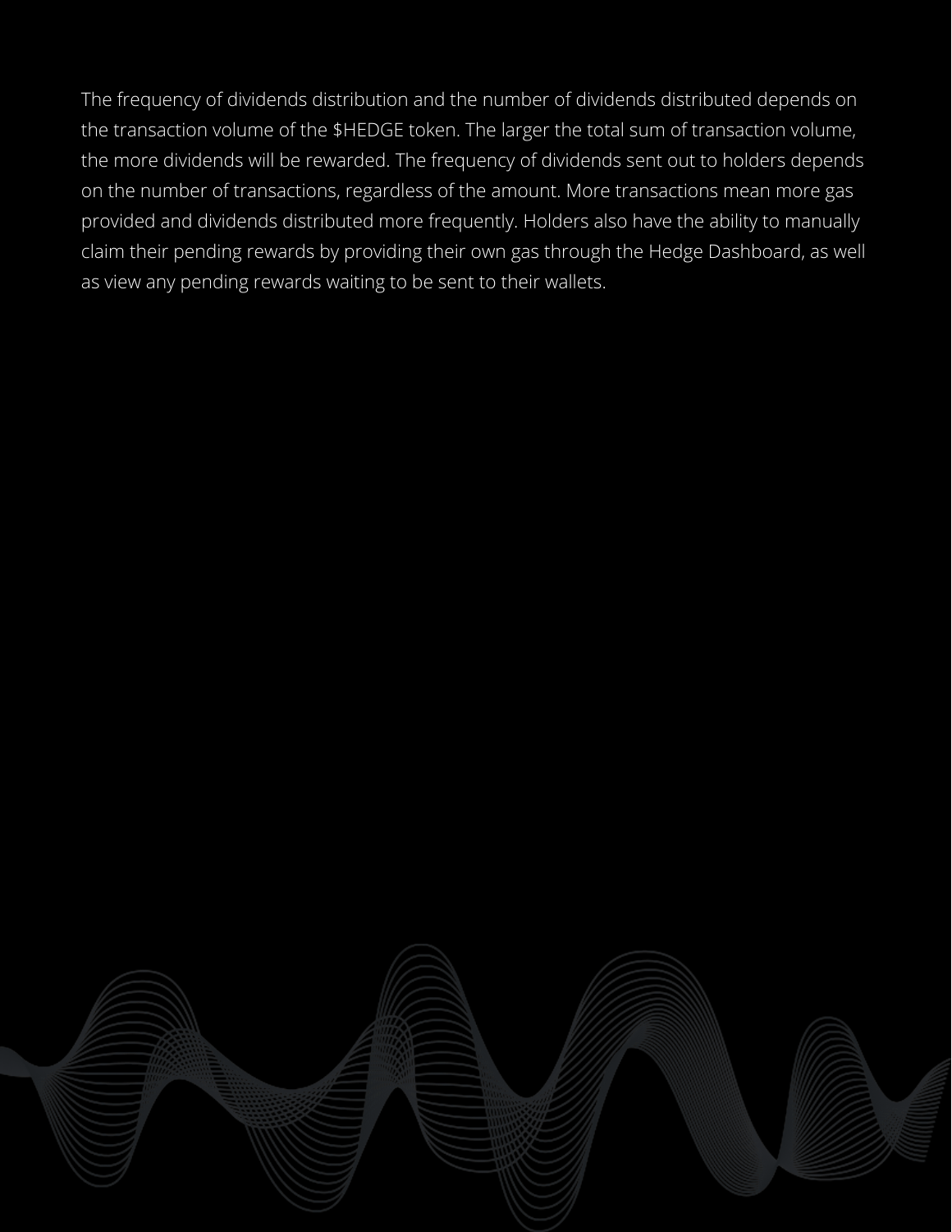The frequency of dividends distribution and the number of dividends distributed depends on the transaction volume of the $HEDGE token. The larger the total sum of transaction volume, the more dividends will be rewarded. The frequency of dividends sent out to holders depends on the number of transactions, regardless of the amount. More transactions mean more gas provided and dividends distributed more frequently. Holders also have the ability to manually claim their pending rewards by providing their own gas through the Hedge Dashboard, as well as view any pending rewards waiting to be sent to their wallets.